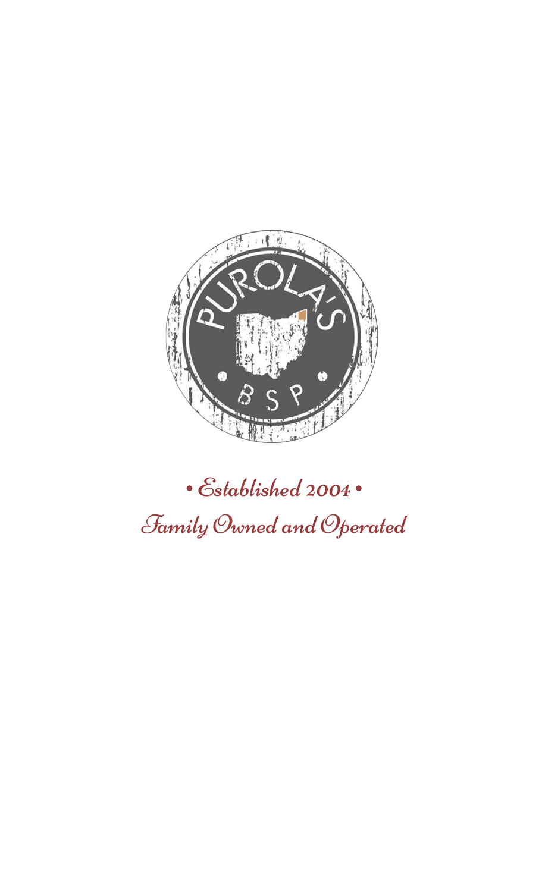PUROLA'S

• BSP •

*• Established 2004 •*

*Family Owned and Operated*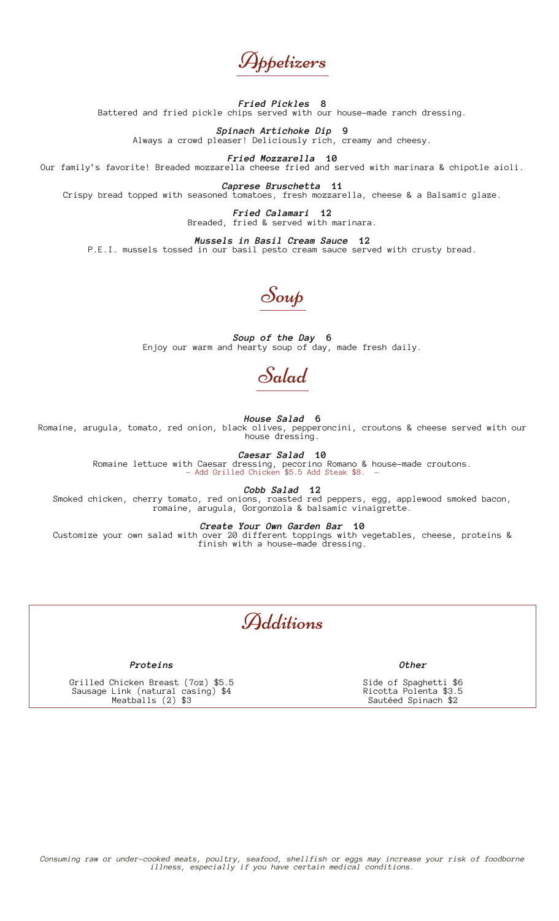# Appetizers

***Fried Pickles*** **8**
Battered and fried pickle chips served with our house-made ranch dressing.

***Spinach Artichoke Dip*** **9**
Always a crowd pleaser! Deliciously rich, creamy and cheesy.

***Fried Mozzarella*** **10**
Our family's favorite! Breaded mozzarella cheese fried and served with marinara & chipotle aioli.

***Caprese Bruschetta*** **11**
Crispy bread topped with seasoned tomatoes, fresh mozzarella, cheese & a Balsamic glaze.

***Fried Calamari*** **12**
Breaded, fried & served with marinara.

***Mussels in Basil Cream Sauce*** **12**
P.E.I. mussels tossed in our basil pesto cream sauce served with crusty bread.

# Soup

***Soup of the Day*** **6**
Enjoy our warm and hearty soup of day, made fresh daily.

# Salad

***House Salad*** **6**
Romaine, arugula, tomato, red onion, black olives, pepperoncini, croutons & cheese served with our house dressing.

***Caesar Salad*** **10**
Romaine lettuce with Caesar dressing, pecorino Romano & house-made croutons.
– Add Grilled Chicken $5.5 Add Steak $8. –

***Cobb Salad*** **12**
Smoked chicken, cherry tomato, red onions, roasted red peppers, egg, applewood smoked bacon, romaine, arugula, Gorgonzola & balsamic vinaigrette.

***Create Your Own Garden Bar*** **10**
Customize your own salad with over 20 different toppings with vegetables, cheese, proteins & finish with a house-made dressing.

# Additions

***Proteins***

Grilled Chicken Breast (7oz) $5.5
Sausage Link (natural casing) $4
Meatballs (2) $3

***Other***

Side of Spaghetti $6
Ricotta Polenta $3.5
Sautéed Spinach $2

*Consuming raw or under-cooked meats, poultry, seafood, shellfish or eggs may increase your risk of foodborne illness, especially if you have certain medical conditions.*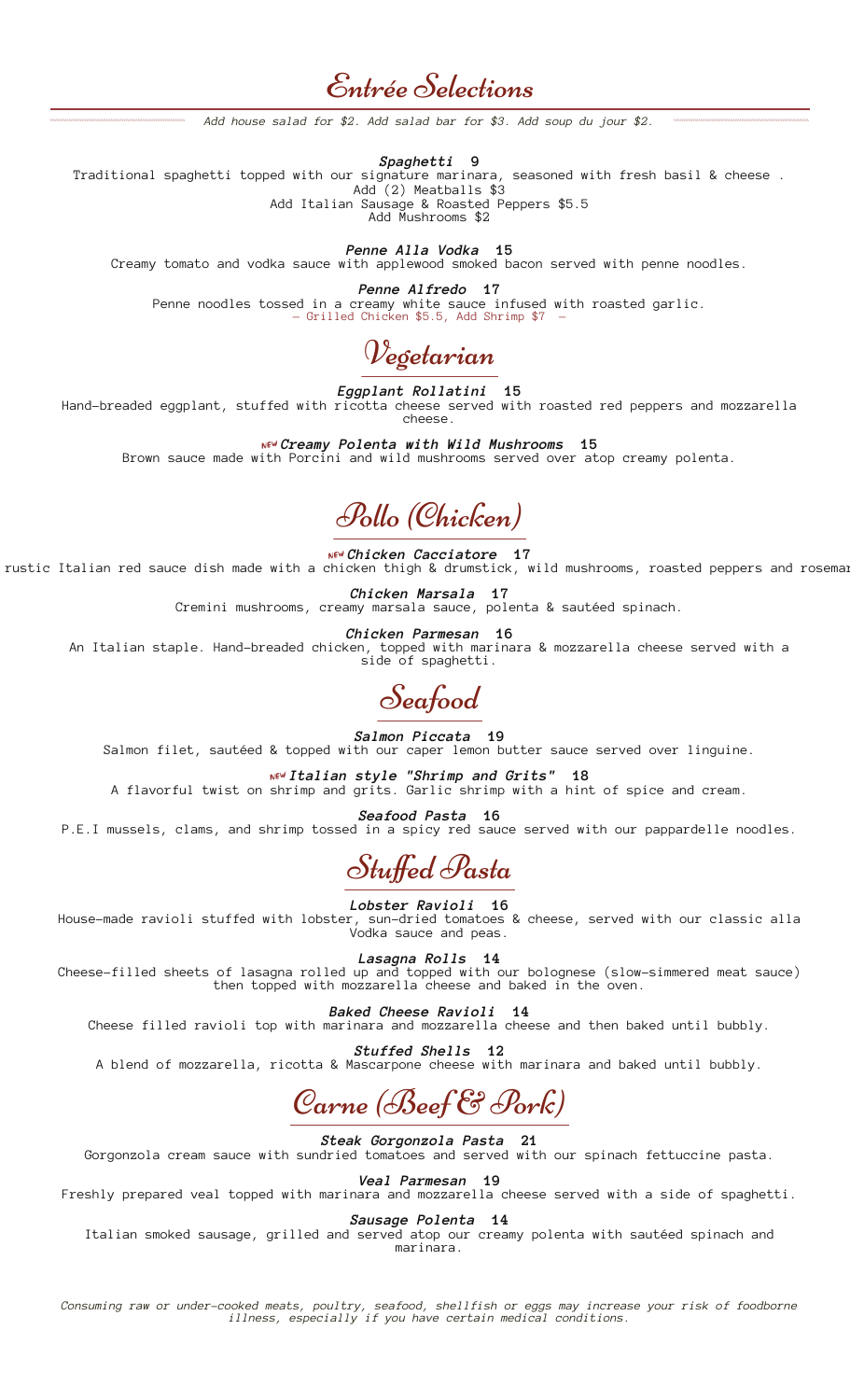# Entrée Selections

*Add house salad for $2. Add salad bar for $3. Add soup du jour $2.*

***Spaghetti*** **9**
Traditional spaghetti topped with our signature marinara, seasoned with fresh basil & cheese .
Add (2) Meatballs $3
Add Italian Sausage & Roasted Peppers $5.5
Add Mushrooms $2

***Penne Alla Vodka*** **15**
Creamy tomato and vodka sauce with applewood smoked bacon served with penne noodles.

***Penne Alfredo*** **17**
Penne noodles tossed in a creamy white sauce infused with roasted garlic.
– Grilled Chicken $5.5, Add Shrimp $7 –

## Vegetarian

***Eggplant Rollatini*** **15**
Hand-breaded eggplant, stuffed with ricotta cheese served with roasted red peppers and mozzarella cheese.

NEW ***Creamy Polenta with Wild Mushrooms*** **15**
Brown sauce made with Porcini and wild mushrooms served over atop creamy polenta.

## Pollo (Chicken)

NEW ***Chicken Cacciatore*** **17**
rustic Italian red sauce dish made with a chicken thigh & drumstick, wild mushrooms, roasted peppers and rosemar

***Chicken Marsala*** **17**
Cremini mushrooms, creamy marsala sauce, polenta & sautéed spinach.

***Chicken Parmesan*** **16**
An Italian staple. Hand-breaded chicken, topped with marinara & mozzarella cheese served with a side of spaghetti.

## Seafood

***Salmon Piccata*** **19**
Salmon filet, sautéed & topped with our caper lemon butter sauce served over linguine.

NEW ***Italian style "Shrimp and Grits"*** **18**
A flavorful twist on shrimp and grits. Garlic shrimp with a hint of spice and cream.

***Seafood Pasta*** **16**
P.E.I mussels, clams, and shrimp tossed in a spicy red sauce served with our pappardelle noodles.

## Stuffed Pasta

***Lobster Ravioli*** **16**
House-made ravioli stuffed with lobster, sun-dried tomatoes & cheese, served with our classic alla Vodka sauce and peas.

***Lasagna Rolls*** **14**
Cheese-filled sheets of lasagna rolled up and topped with our bolognese (slow-simmered meat sauce) then topped with mozzarella cheese and baked in the oven.

***Baked Cheese Ravioli*** **14**
Cheese filled ravioli top with marinara and mozzarella cheese and then baked until bubbly.

***Stuffed Shells*** **12**
A blend of mozzarella, ricotta & Mascarpone cheese with marinara and baked until bubbly.

## Carne (Beef & Pork)

***Steak Gorgonzola Pasta*** **21**
Gorgonzola cream sauce with sundried tomatoes and served with our spinach fettuccine pasta.

***Veal Parmesan*** **19**
Freshly prepared veal topped with marinara and mozzarella cheese served with a side of spaghetti.

***Sausage Polenta*** **14**
Italian smoked sausage, grilled and served atop our creamy polenta with sautéed spinach and marinara.

*Consuming raw or under-cooked meats, poultry, seafood, shellfish or eggs may increase your risk of foodborne illness, especially if you have certain medical conditions.*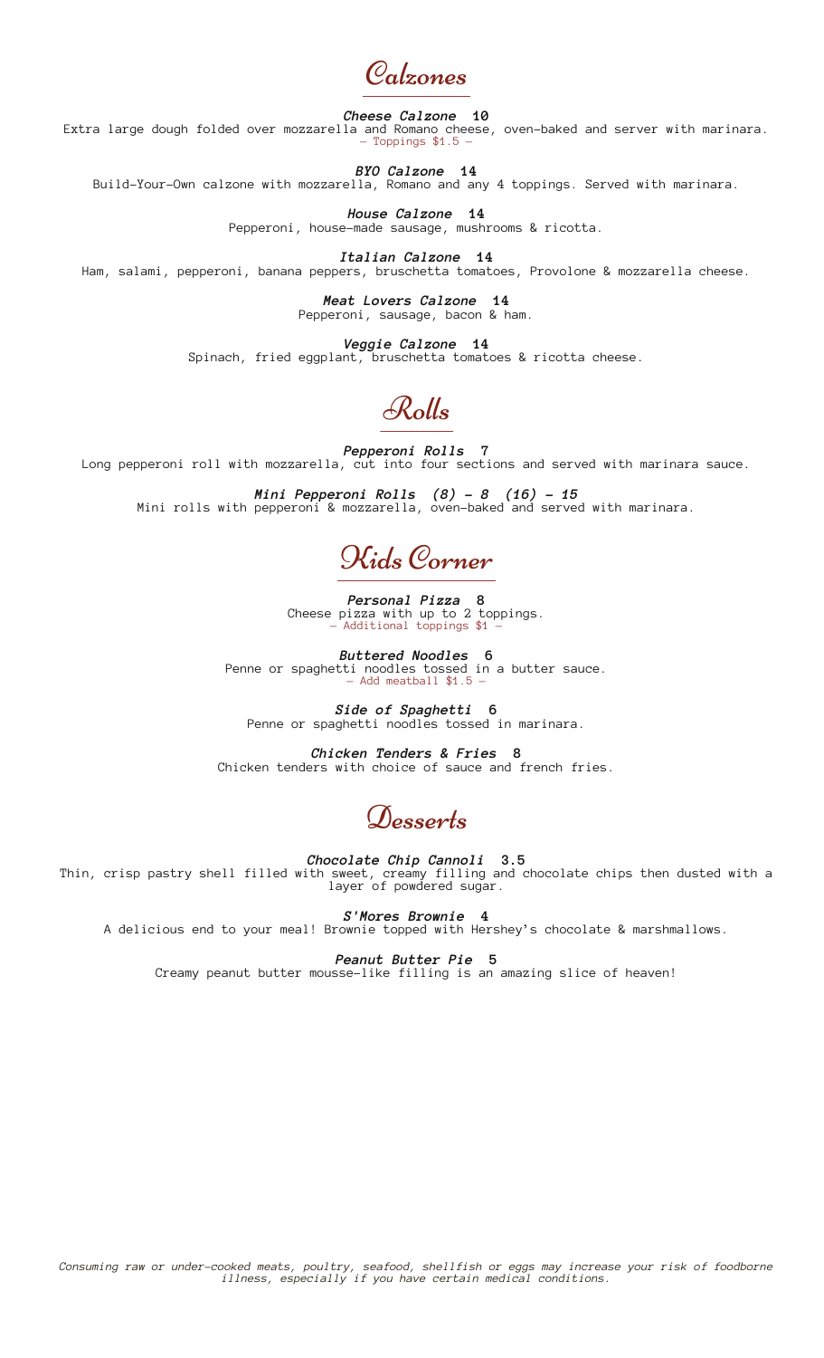# Calzones

***Cheese Calzone*** **10**
Extra large dough folded over mozzarella and Romano cheese, oven-baked and server with marinara.
– Toppings $1.5 –

***BYO Calzone*** **14**
Build-Your-Own calzone with mozzarella, Romano and any 4 toppings. Served with marinara.

***House Calzone*** **14**
Pepperoni, house-made sausage, mushrooms & ricotta.

***Italian Calzone*** **14**
Ham, salami, pepperoni, banana peppers, bruschetta tomatoes, Provolone & mozzarella cheese.

***Meat Lovers Calzone*** **14**
Pepperoni, sausage, bacon & ham.

***Veggie Calzone*** **14**
Spinach, fried eggplant, bruschetta tomatoes & ricotta cheese.

# Rolls

***Pepperoni Rolls*** **7**
Long pepperoni roll with mozzarella, cut into four sections and served with marinara sauce.

***Mini Pepperoni Rolls (8) - 8 (16) - 15***
Mini rolls with pepperoni & mozzarella, oven-baked and served with marinara.

# Kids Corner

***Personal Pizza*** **8**
Cheese pizza with up to 2 toppings.
– Additional toppings $1 –

***Buttered Noodles*** **6**
Penne or spaghetti noodles tossed in a butter sauce.
– Add meatball $1.5 –

***Side of Spaghetti*** **6**
Penne or spaghetti noodles tossed in marinara.

***Chicken Tenders & Fries*** **8**
Chicken tenders with choice of sauce and french fries.

# Desserts

***Chocolate Chip Cannoli*** **3.5**
Thin, crisp pastry shell filled with sweet, creamy filling and chocolate chips then dusted with a layer of powdered sugar.

***S'Mores Brownie*** **4**
A delicious end to your meal! Brownie topped with Hershey's chocolate & marshmallows.

***Peanut Butter Pie*** **5**
Creamy peanut butter mousse-like filling is an amazing slice of heaven!

*Consuming raw or under-cooked meats, poultry, seafood, shellfish or eggs may increase your risk of foodborne illness, especially if you have certain medical conditions.*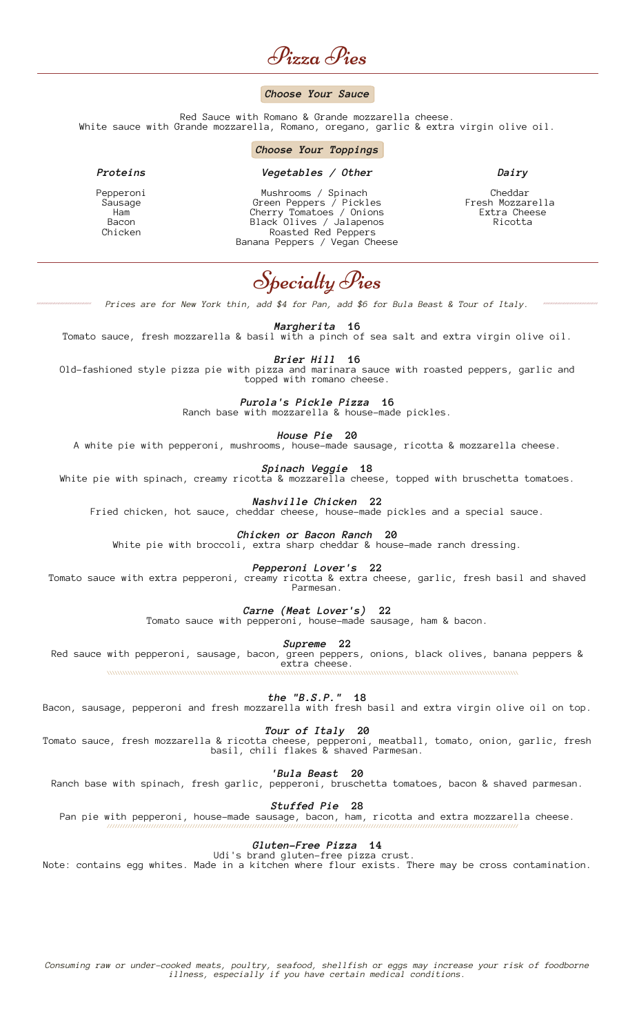# Pizza Pies

### Choose Your Sauce

Red Sauce with Romano & Grande mozzarella cheese.
White sauce with Grande mozzarella, Romano, oregano, garlic & extra virgin olive oil.

### Choose Your Toppings

***Proteins***

Pepperoni
Sausage
Ham
Bacon
Chicken

***Vegetables / Other***

Mushrooms / Spinach
Green Peppers / Pickles
Cherry Tomatoes / Onions
Black Olives / Jalapenos
Roasted Red Peppers
Banana Peppers / Vegan Cheese

***Dairy***

Cheddar
Fresh Mozzarella
Extra Cheese
Ricotta

# Specialty Pies

*Prices are for New York thin, add $4 for Pan, add $6 for Bula Beast & Tour of Italy.*

***Margherita*** **16**
Tomato sauce, fresh mozzarella & basil with a pinch of sea salt and extra virgin olive oil.

***Brier Hill*** **16**
Old-fashioned style pizza pie with pizza and marinara sauce with roasted peppers, garlic and topped with romano cheese.

***Purola's Pickle Pizza*** **16**
Ranch base with mozzarella & house-made pickles.

***House Pie*** **20**
A white pie with pepperoni, mushrooms, house-made sausage, ricotta & mozzarella cheese.

***Spinach Veggie*** **18**
White pie with spinach, creamy ricotta & mozzarella cheese, topped with bruschetta tomatoes.

***Nashville Chicken*** **22**
Fried chicken, hot sauce, cheddar cheese, house-made pickles and a special sauce.

***Chicken or Bacon Ranch*** **20**
White pie with broccoli, extra sharp cheddar & house-made ranch dressing.

***Pepperoni Lover's*** **22**
Tomato sauce with extra pepperoni, creamy ricotta & extra cheese, garlic, fresh basil and shaved Parmesan.

***Carne (Meat Lover's)*** **22**
Tomato sauce with pepperoni, house-made sausage, ham & bacon.

***Supreme*** **22**
Red sauce with pepperoni, sausage, bacon, green peppers, onions, black olives, banana peppers & extra cheese.

***the "B.S.P."*** **18**
Bacon, sausage, pepperoni and fresh mozzarella with fresh basil and extra virgin olive oil on top.

***Tour of Italy*** **20**
Tomato sauce, fresh mozzarella & ricotta cheese, pepperoni, meatball, tomato, onion, garlic, fresh basil, chili flakes & shaved Parmesan.

***'Bula Beast*** **20**
Ranch base with spinach, fresh garlic, pepperoni, bruschetta tomatoes, bacon & shaved parmesan.

***Stuffed Pie*** **28**
Pan pie with pepperoni, house-made sausage, bacon, ham, ricotta and extra mozzarella cheese.

***Gluten-Free Pizza*** **14**
Udi's brand gluten-free pizza crust.
Note: contains egg whites. Made in a kitchen where flour exists. There may be cross contamination.

*Consuming raw or under-cooked meats, poultry, seafood, shellfish or eggs may increase your risk of foodborne illness, especially if you have certain medical conditions.*